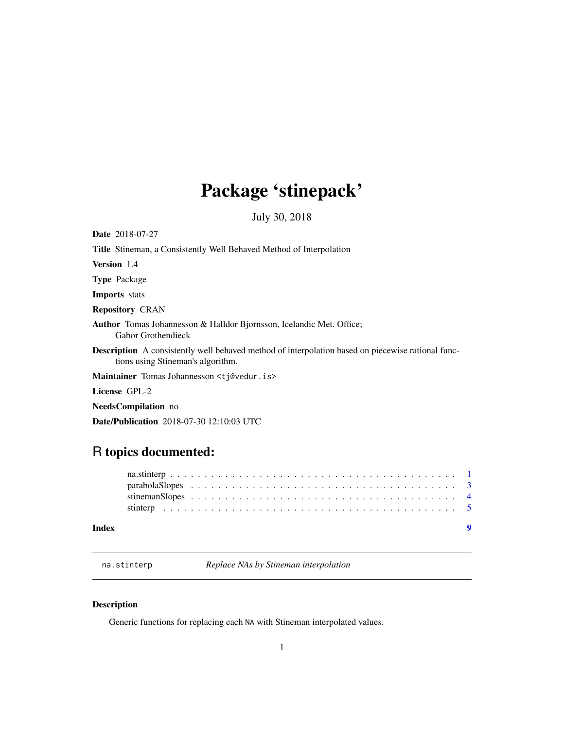# Package 'stinepack'

July 30, 2018

**Date** 2018-07-27

**Title** Stineman, a Consistently Well Behaved Method of Interpolation

**Version** 1.4

**Type** Package

**Imports** stats

**Repository** CRAN

**Author** Tomas Johannesson & Halldor Bjornsson, Icelandic Met. Office; Gabor Grothendieck

**Description** A consistently well behaved method of interpolation based on piecewise rational functions using Stineman's algorithm.

**Maintainer** Tomas Johannesson <tj@vedur.is>

**License** GPL-2

**NeedsCompilation** no

**Date/Publication** 2018-07-30 12:10:03 UTC

## R topics documented:

- na.stinterp . . . . . . . . . . . . . . . . . . . . . . . . . . . . . . . . . . . . . . . . . . 1
- parabolaSlopes . . . . . . . . . . . . . . . . . . . . . . . . . . . . . . . . . . . . . . . 3
- stinemanSlopes . . . . . . . . . . . . . . . . . . . . . . . . . . . . . . . . . . . . . . . 4
- stinterp . . . . . . . . . . . . . . . . . . . . . . . . . . . . . . . . . . . . . . . . . . . 5

**Index** 9

---

`na.stinterp` *Replace NAs by Stineman interpolation*

---

### Description

Generic functions for replacing each `NA` with Stineman interpolated values.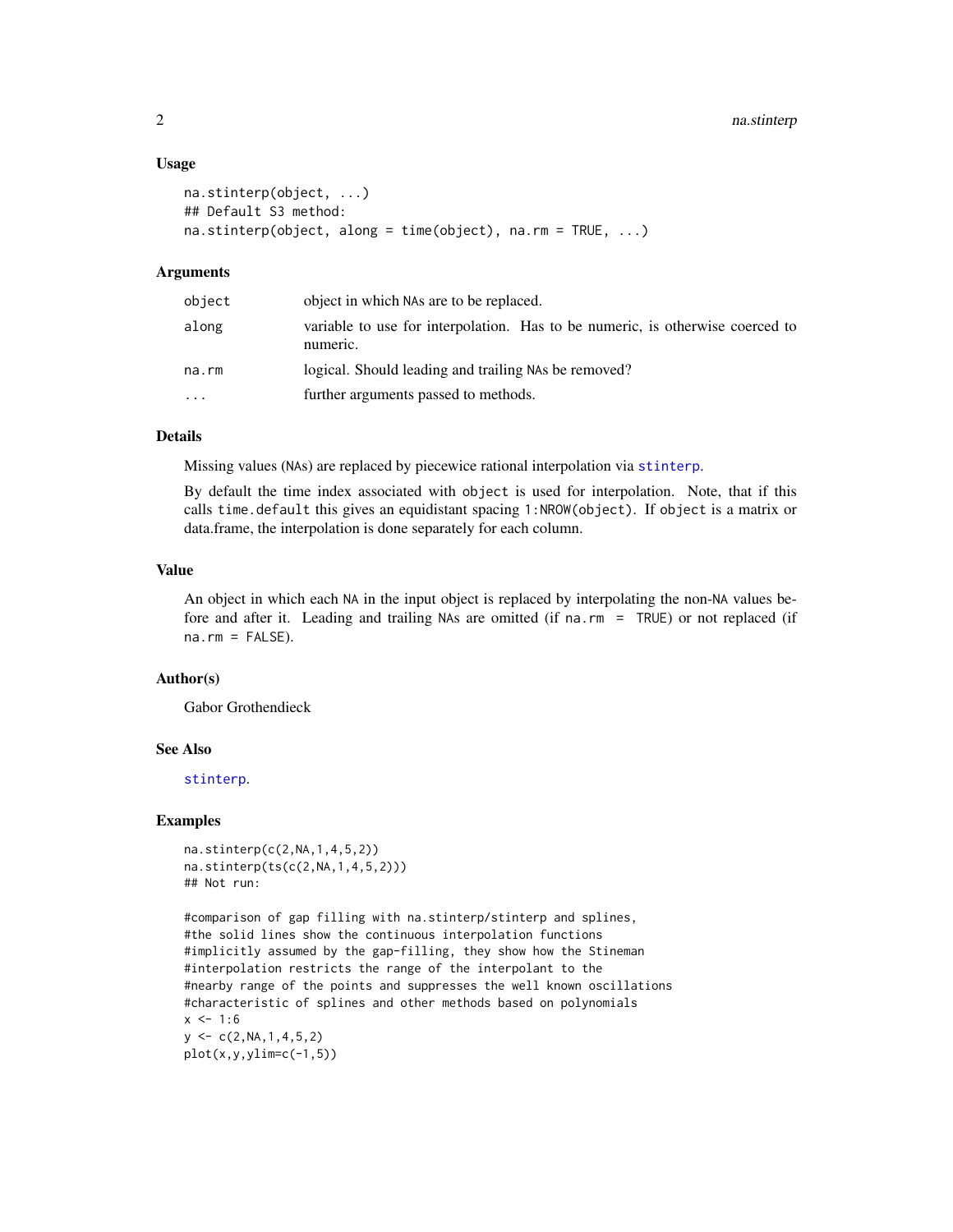### Usage

```
na.stinterp(object, ...)
## Default S3 method:
na.stinterp(object, along = time(object), na.rm = TRUE, ...)
```

### Arguments

| | |
|---|---|
| `object` | object in which NAs are to be replaced. |
| `along` | variable to use for interpolation. Has to be numeric, is otherwise coerced to numeric. |
| `na.rm` | logical. Should leading and trailing NAs be removed? |
| `...` | further arguments passed to methods. |

### Details

Missing values (NAs) are replaced by piecewise rational interpolation via `stinterp`.

By default the time index associated with `object` is used for interpolation. Note, that if this calls `time.default` this gives an equidistant spacing `1:NROW(object)`. If `object` is a matrix or data.frame, the interpolation is done separately for each column.

### Value

An object in which each NA in the input object is replaced by interpolating the non-NA values before and after it. Leading and trailing NAs are omitted (if `na.rm = TRUE`) or not replaced (if `na.rm = FALSE`).

### Author(s)

Gabor Grothendieck

### See Also

`stinterp`.

### Examples

```
na.stinterp(c(2,NA,1,4,5,2))
na.stinterp(ts(c(2,NA,1,4,5,2)))
## Not run:

#comparison of gap filling with na.stinterp/stinterp and splines,
#the solid lines show the continuous interpolation functions
#implicitly assumed by the gap-filling, they show how the Stineman
#interpolation restricts the range of the interpolant to the
#nearby range of the points and suppresses the well known oscillations
#characteristic of splines and other methods based on polynomials
x <- 1:6
y <- c(2,NA,1,4,5,2)
plot(x,y,ylim=c(-1,5))
```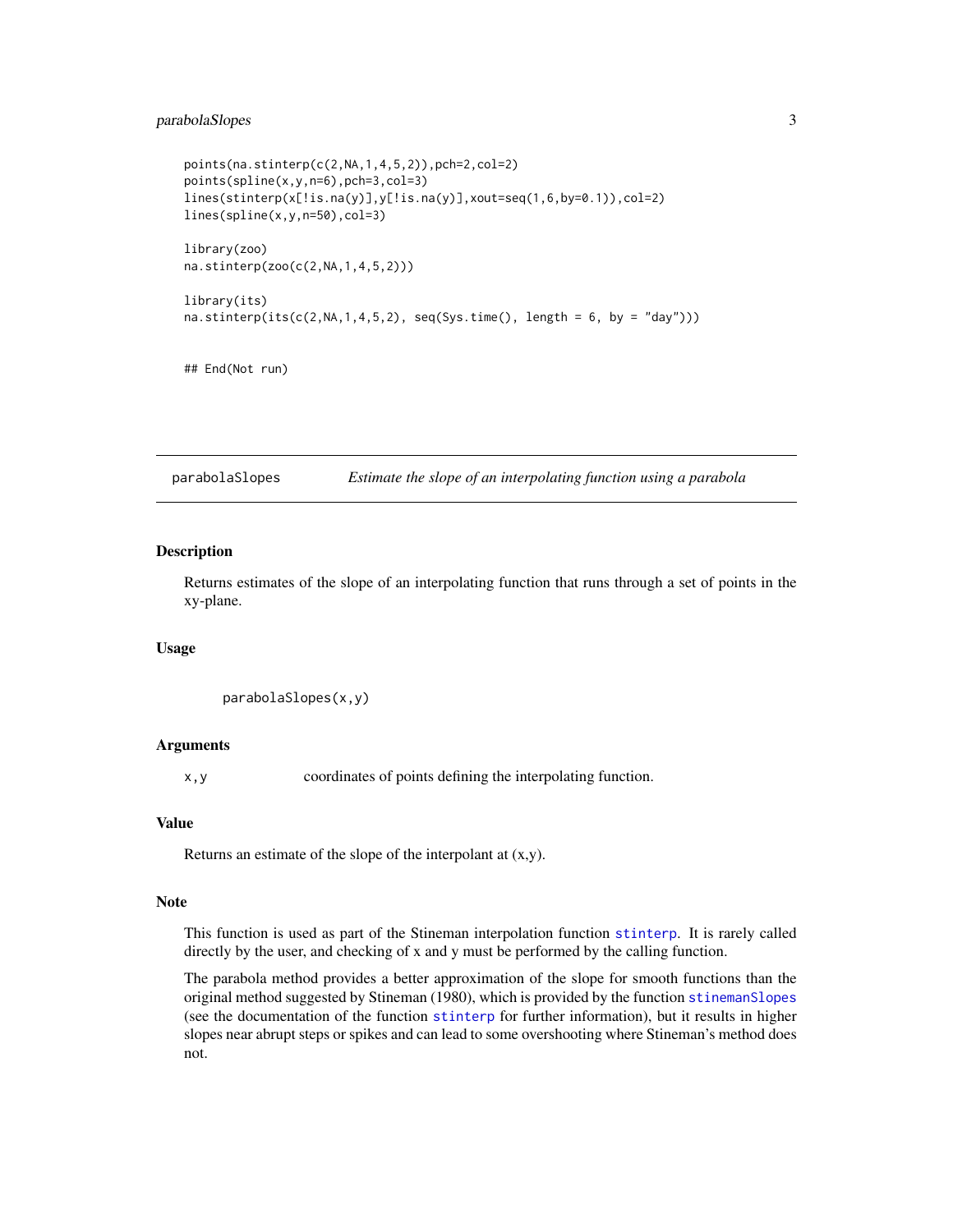```
points(na.stinterp(c(2,NA,1,4,5,2)),pch=2,col=2)
points(spline(x,y,n=6),pch=3,col=3)
lines(stinterp(x[!is.na(y)],y[!is.na(y)],xout=seq(1,6,by=0.1)),col=2)
lines(spline(x,y,n=50),col=3)

library(zoo)
na.stinterp(zoo(c(2,NA,1,4,5,2)))

library(its)
na.stinterp(its(c(2,NA,1,4,5,2), seq(Sys.time(), length = 6, by = "day")))


## End(Not run)
```

---

## parabolaSlopes — *Estimate the slope of an interpolating function using a parabola*

### Description

Returns estimates of the slope of an interpolating function that runs through a set of points in the xy-plane.

### Usage

```
parabolaSlopes(x,y)
```

### Arguments

| | |
|---|---|
| `x,y` | coordinates of points defining the interpolating function. |

### Value

Returns an estimate of the slope of the interpolant at (x,y).

### Note

This function is used as part of the Stineman interpolation function `stinterp`. It is rarely called directly by the user, and checking of x and y must be performed by the calling function.

The parabola method provides a better approximation of the slope for smooth functions than the original method suggested by Stineman (1980), which is provided by the function `stinemanSlopes` (see the documentation of the function `stinterp` for further information), but it results in higher slopes near abrupt steps or spikes and can lead to some overshooting where Stineman's method does not.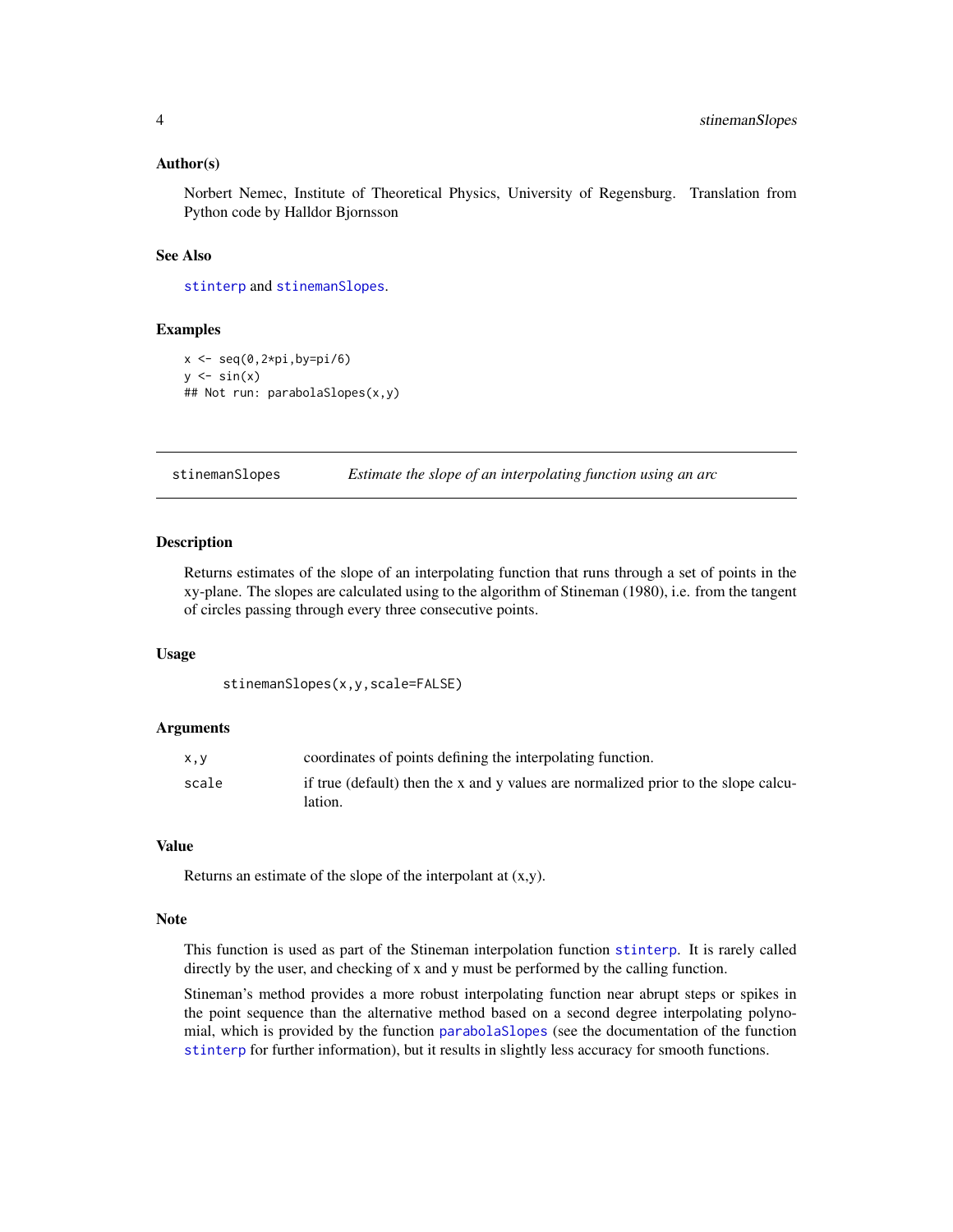### Author(s)

Norbert Nemec, Institute of Theoretical Physics, University of Regensburg. Translation from Python code by Halldor Bjornsson

### See Also

stinterp and stinemanSlopes.

### Examples

```
x <- seq(0,2*pi,by=pi/6)
y <- sin(x)
## Not run: parabolaSlopes(x,y)
```

---

## stinemanSlopes *Estimate the slope of an interpolating function using an arc*

---

### Description

Returns estimates of the slope of an interpolating function that runs through a set of points in the xy-plane. The slopes are calculated using to the algorithm of Stineman (1980), i.e. from the tangent of circles passing through every three consecutive points.

### Usage

```
stinemanSlopes(x,y,scale=FALSE)
```

### Arguments

| | |
|---|---|
| x,y | coordinates of points defining the interpolating function. |
| scale | if true (default) then the x and y values are normalized prior to the slope calculation. |

### Value

Returns an estimate of the slope of the interpolant at (x,y).

### Note

This function is used as part of the Stineman interpolation function stinterp. It is rarely called directly by the user, and checking of x and y must be performed by the calling function.

Stineman's method provides a more robust interpolating function near abrupt steps or spikes in the point sequence than the alternative method based on a second degree interpolating polynomial, which is provided by the function parabolaSlopes (see the documentation of the function stinterp for further information), but it results in slightly less accuracy for smooth functions.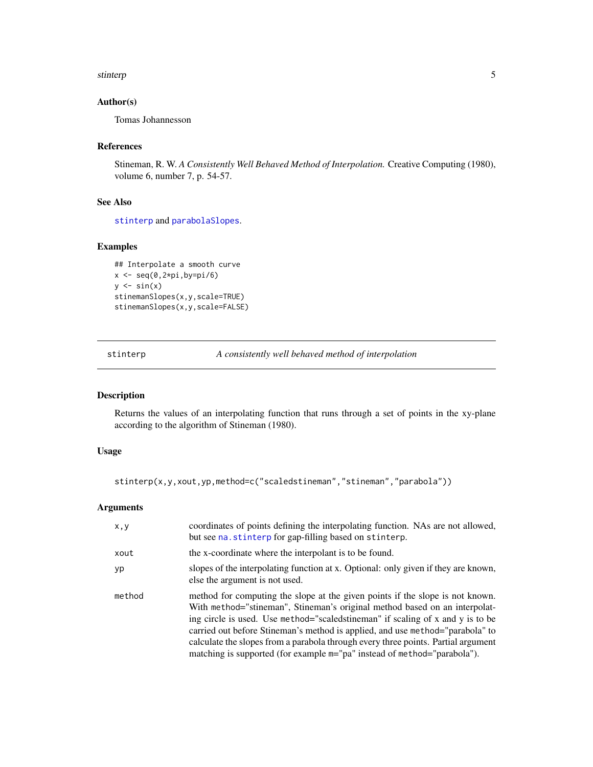### Author(s)

Tomas Johannesson

### References

Stineman, R. W. *A Consistently Well Behaved Method of Interpolation.* Creative Computing (1980), volume 6, number 7, p. 54-57.

### See Also

`stinterp` and `parabolaSlopes`.

### Examples

```
## Interpolate a smooth curve
x <- seq(0,2*pi,by=pi/6)
y <- sin(x)
stinemanSlopes(x,y,scale=TRUE)
stinemanSlopes(x,y,scale=FALSE)
```

---

## stinterp — *A consistently well behaved method of interpolation*

### Description

Returns the values of an interpolating function that runs through a set of points in the xy-plane according to the algorithm of Stineman (1980).

### Usage

```
stinterp(x,y,xout,yp,method=c("scaledstineman","stineman","parabola"))
```

### Arguments

| | |
|---|---|
| `x,y` | coordinates of points defining the interpolating function. NAs are not allowed, but see `na.stinterp` for gap-filling based on `stinterp`. |
| `xout` | the x-coordinate where the interpolant is to be found. |
| `yp` | slopes of the interpolating function at x. Optional: only given if they are known, else the argument is not used. |
| `method` | method for computing the slope at the given points if the slope is not known. With `method="stineman"`, Stineman's original method based on an interpolating circle is used. Use `method="scaledstineman"` if scaling of x and y is to be carried out before Stineman's method is applied, and use `method="parabola"` to calculate the slopes from a parabola through every three points. Partial argument matching is supported (for example `m="pa"` instead of `method="parabola"`). |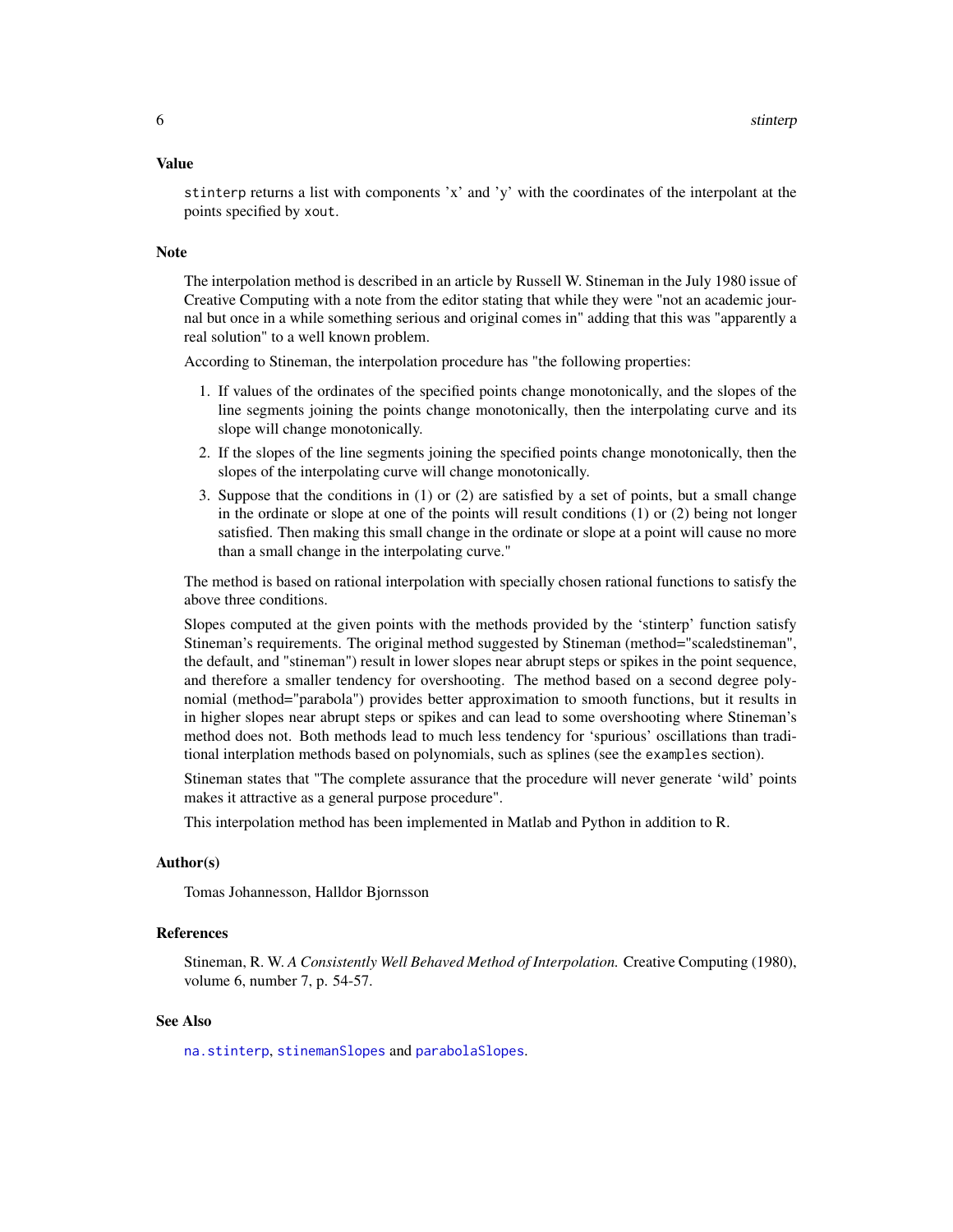## Value

`stinterp` returns a list with components 'x' and 'y' with the coordinates of the interpolant at the points specified by `xout`.

## Note

The interpolation method is described in an article by Russell W. Stineman in the July 1980 issue of Creative Computing with a note from the editor stating that while they were "not an academic journal but once in a while something serious and original comes in" adding that this was "apparently a real solution" to a well known problem.

According to Stineman, the interpolation procedure has "the following properties:

1. If values of the ordinates of the specified points change monotonically, and the slopes of the line segments joining the points change monotonically, then the interpolating curve and its slope will change monotonically.
2. If the slopes of the line segments joining the specified points change monotonically, then the slopes of the interpolating curve will change monotonically.
3. Suppose that the conditions in (1) or (2) are satisfied by a set of points, but a small change in the ordinate or slope at one of the points will result conditions (1) or (2) being not longer satisfied. Then making this small change in the ordinate or slope at a point will cause no more than a small change in the interpolating curve."

The method is based on rational interpolation with specially chosen rational functions to satisfy the above three conditions.

Slopes computed at the given points with the methods provided by the 'stinterp' function satisfy Stineman's requirements. The original method suggested by Stineman (method="scaledstineman", the default, and "stineman") result in lower slopes near abrupt steps or spikes in the point sequence, and therefore a smaller tendency for overshooting. The method based on a second degree polynomial (method="parabola") provides better approximation to smooth functions, but it results in in higher slopes near abrupt steps or spikes and can lead to some overshooting where Stineman's method does not. Both methods lead to much less tendency for 'spurious' oscillations than traditional interplation methods based on polynomials, such as splines (see the `examples` section).

Stineman states that "The complete assurance that the procedure will never generate 'wild' points makes it attractive as a general purpose procedure".

This interpolation method has been implemented in Matlab and Python in addition to R.

## Author(s)

Tomas Johannesson, Halldor Bjornsson

## References

Stineman, R. W. *A Consistently Well Behaved Method of Interpolation.* Creative Computing (1980), volume 6, number 7, p. 54-57.

## See Also

`na.stinterp`, `stinemanSlopes` and `parabolaSlopes`.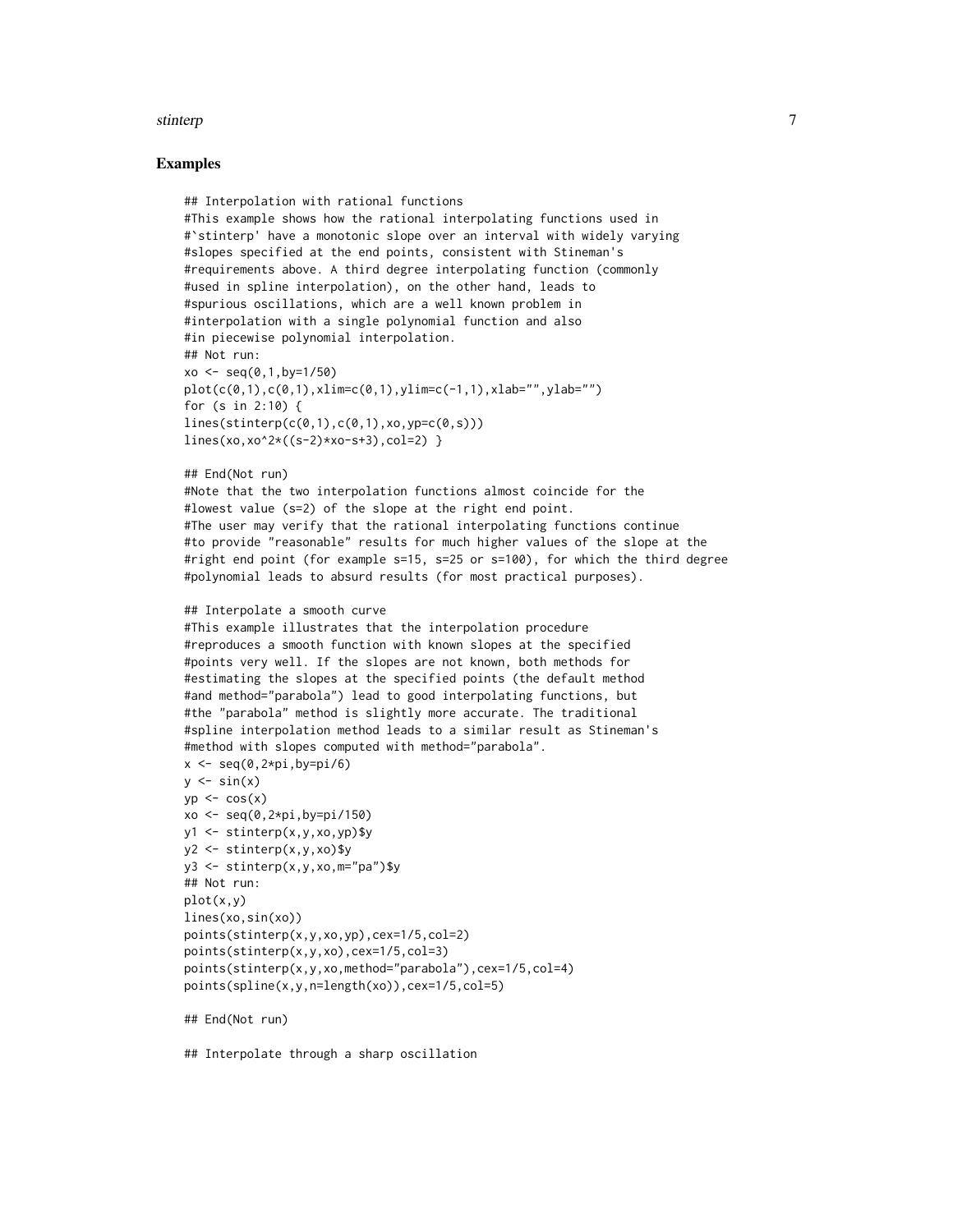## Examples

```
## Interpolation with rational functions
#This example shows how the rational interpolating functions used in
#`stinterp' have a monotonic slope over an interval with widely varying
#slopes specified at the end points, consistent with Stineman's
#requirements above. A third degree interpolating function (commonly
#used in spline interpolation), on the other hand, leads to
#spurious oscillations, which are a well known problem in
#interpolation with a single polynomial function and also
#in piecewise polynomial interpolation.
## Not run:
xo <- seq(0,1,by=1/50)
plot(c(0,1),c(0,1),xlim=c(0,1),ylim=c(-1,1),xlab="",ylab="")
for (s in 2:10) {
lines(stinterp(c(0,1),c(0,1),xo,yp=c(0,s)))
lines(xo,xo^2*((s-2)*xo-s+3),col=2) }

## End(Not run)
#Note that the two interpolation functions almost coincide for the
#lowest value (s=2) of the slope at the right end point.
#The user may verify that the rational interpolating functions continue
#to provide "reasonable" results for much higher values of the slope at the
#right end point (for example s=15, s=25 or s=100), for which the third degree
#polynomial leads to absurd results (for most practical purposes).

## Interpolate a smooth curve
#This example illustrates that the interpolation procedure
#reproduces a smooth function with known slopes at the specified
#points very well. If the slopes are not known, both methods for
#estimating the slopes at the specified points (the default method
#and method="parabola") lead to good interpolating functions, but
#the "parabola" method is slightly more accurate. The traditional
#spline interpolation method leads to a similar result as Stineman's
#method with slopes computed with method="parabola".
x <- seq(0,2*pi,by=pi/6)
y <- sin(x)
yp <- cos(x)
xo <- seq(0,2*pi,by=pi/150)
y1 <- stinterp(x,y,xo,yp)$y
y2 <- stinterp(x,y,xo)$y
y3 <- stinterp(x,y,xo,m="pa")$y
## Not run:
plot(x,y)
lines(xo,sin(xo))
points(stinterp(x,y,xo,yp),cex=1/5,col=2)
points(stinterp(x,y,xo),cex=1/5,col=3)
points(stinterp(x,y,xo,method="parabola"),cex=1/5,col=4)
points(spline(x,y,n=length(xo)),cex=1/5,col=5)

## End(Not run)

## Interpolate through a sharp oscillation
```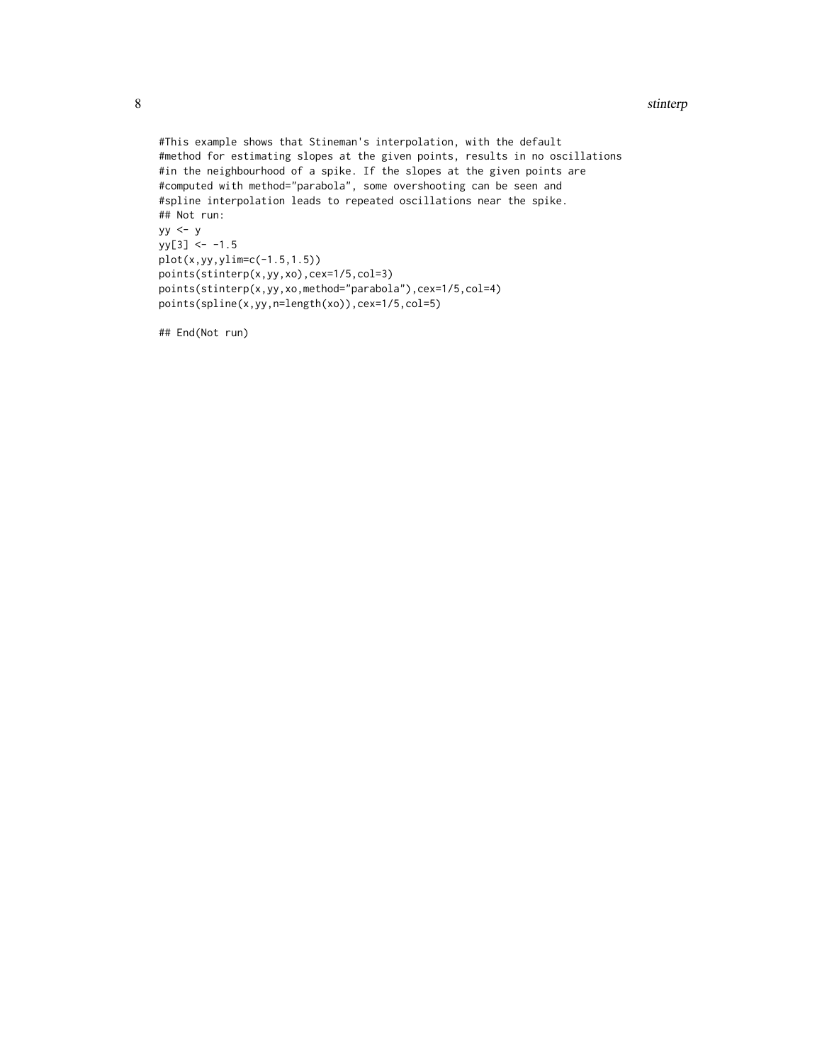```
#This example shows that Stineman's interpolation, with the default
#method for estimating slopes at the given points, results in no oscillations
#in the neighbourhood of a spike. If the slopes at the given points are
#computed with method="parabola", some overshooting can be seen and
#spline interpolation leads to repeated oscillations near the spike.
## Not run:
yy <- y
yy[3] <- -1.5
plot(x,yy,ylim=c(-1.5,1.5))
points(stinterp(x,yy,xo),cex=1/5,col=3)
points(stinterp(x,yy,xo,method="parabola"),cex=1/5,col=4)
points(spline(x,yy,n=length(xo)),cex=1/5,col=5)

## End(Not run)
```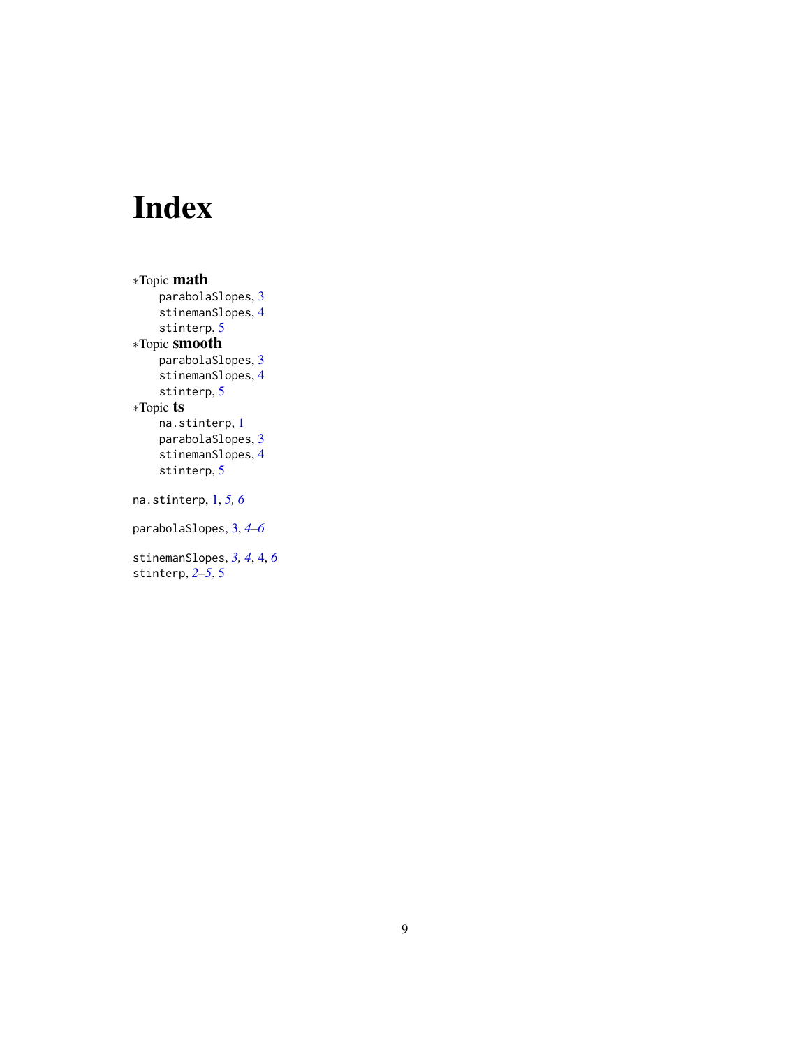# Index

∗Topic **math**
- parabolaSlopes, 3
- stinemanSlopes, 4
- stinterp, 5

∗Topic **smooth**
- parabolaSlopes, 3
- stinemanSlopes, 4
- stinterp, 5

∗Topic **ts**
- na.stinterp, 1
- parabolaSlopes, 3
- stinemanSlopes, 4
- stinterp, 5

na.stinterp, 1, *5, 6*

parabolaSlopes, 3, *4–6*

stinemanSlopes, *3, 4*, 4, *6*
stinterp, *2–5*, 5